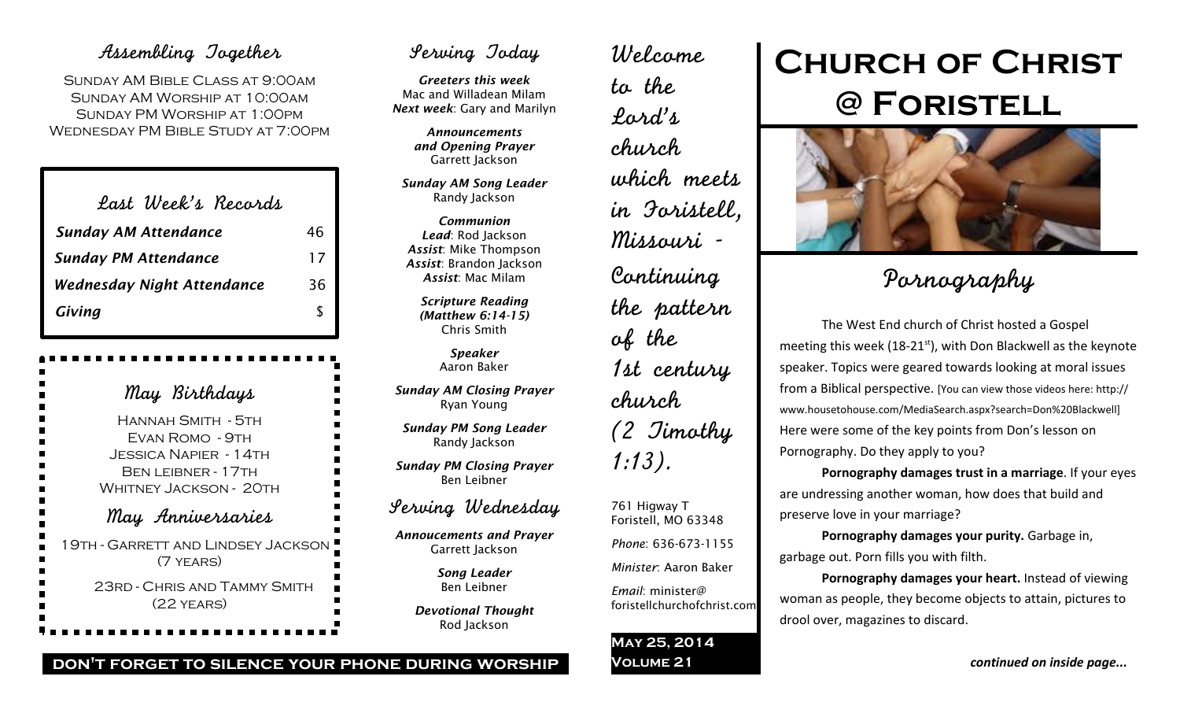## Assembling Together

Sunday AM Bible Class at 9:00am
Sunday AM Worship at 10:00am
Sunday PM Worship at 1:00pm
Wednesday PM Bible Study at 7:00pm

### Last Week's Records

| | |
|---|---|
| ***Sunday AM Attendance*** | 46 |
| ***Sunday PM Attendance*** | 17 |
| ***Wednesday Night Attendance*** | 36 |
| ***Giving*** | $ |

### May Birthdays

Hannah Smith - 5th
Evan Romo - 9th
Jessica Napier - 14th
Ben leibner - 17th
Whitney Jackson - 20th

### May Anniversaries

19th - Garrett and Lindsey Jackson (7 years)

23rd - Chris and Tammy Smith (22 years)

**DON'T FORGET TO SILENCE YOUR PHONE DURING WORSHIP**

## Serving Today

***Greeters this week***
Mac and Willadean Milam
***Next week***: Gary and Marilyn

***Announcements and Opening Prayer***
Garrett Jackson

***Sunday AM Song Leader***
Randy Jackson

***Communion***
***Lead***: Rod Jackson
***Assist***: Mike Thompson
***Assist***: Brandon Jackson
***Assist***: Mac Milam

***Scripture Reading (Matthew 6:14-15)***
Chris Smith

***Speaker***
Aaron Baker

***Sunday AM Closing Prayer***
Ryan Young

***Sunday PM Song Leader***
Randy Jackson

***Sunday PM Closing Prayer***
Ben Leibner

## Serving Wednesday

***Annoucements and Prayer***
Garrett Jackson

***Song Leader***
Ben Leibner

***Devotional Thought***
Rod Jackson

Welcome to the Lord's church which meets in Foristell, Missouri - Continuing the pattern of the 1st century church (2 Timothy 1:13).

761 Higway T
Foristell, MO 63348

*Phone*: 636-673-1155

*Minister*: Aaron Baker

*Email*: minister@foristellchurchofchrist.com

**May 25, 2014**
**Volume 21**

# Church of Christ @ Foristell

## Pornography

The West End church of Christ hosted a Gospel meeting this week (18-21st), with Don Blackwell as the keynote speaker. Topics were geared towards looking at moral issues from a Biblical perspective. [You can view those videos here: http://www.housetohouse.com/MediaSearch.aspx?search=Don%20Blackwell] Here were some of the key points from Don's lesson on Pornography. Do they apply to you?

**Pornography damages trust in a marriage**. If your eyes are undressing another woman, how does that build and preserve love in your marriage?

**Pornography damages your purity.** Garbage in, garbage out. Porn fills you with filth.

**Pornography damages your heart.** Instead of viewing woman as people, they become objects to attain, pictures to drool over, magazines to discard.

***continued on inside page...***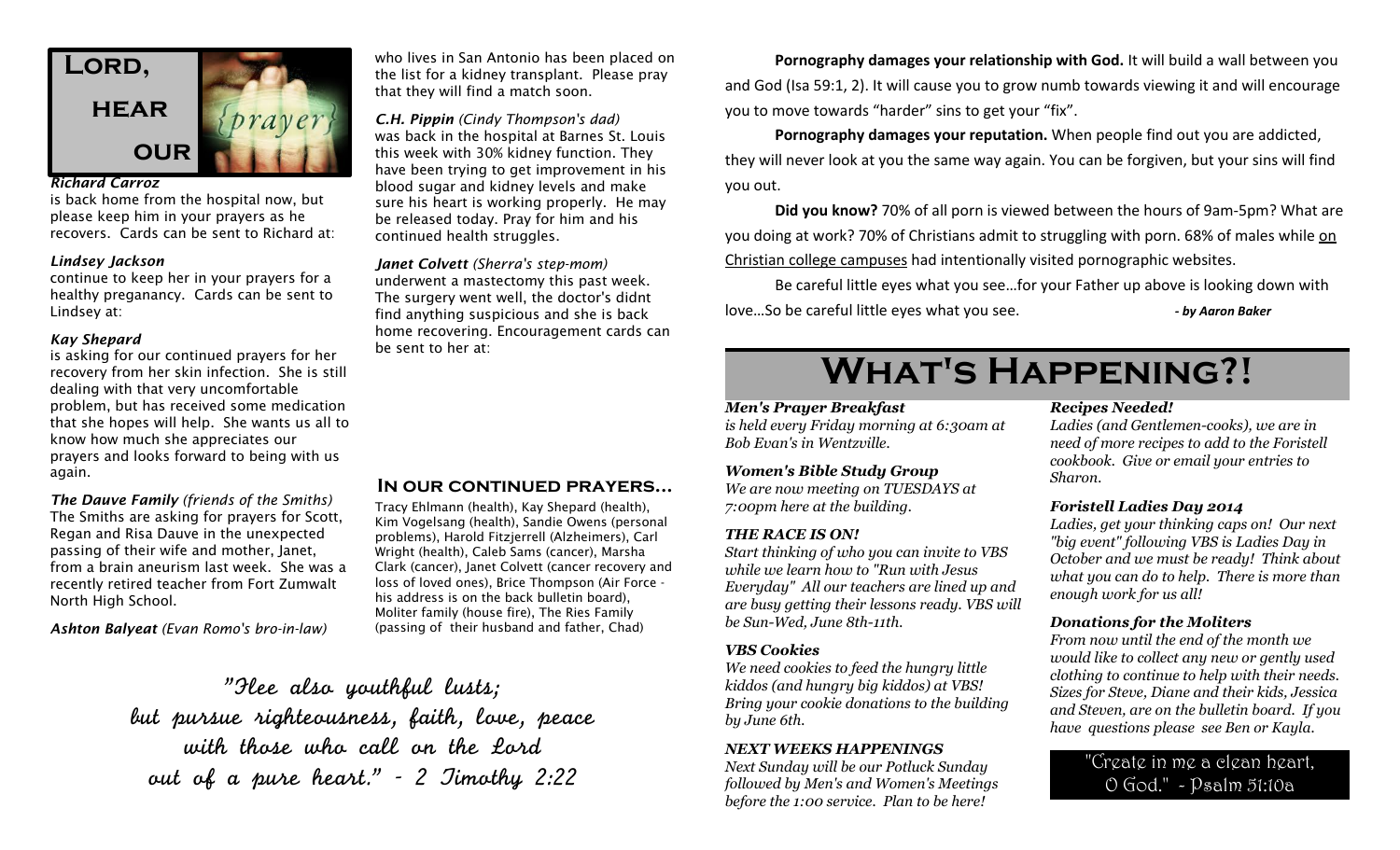# Lord, hear our {prayer}

***Richard Carroz***
is back home from the hospital now, but please keep him in your prayers as he recovers. Cards can be sent to Richard at:

***Lindsey Jackson***
continue to keep her in your prayers for a healthy preganancy. Cards can be sent to Lindsey at:

***Kay Shepard***
is asking for our continued prayers for her recovery from her skin infection. She is still dealing with that very uncomfortable problem, but has received some medication that she hopes will help. She wants us all to know how much she appreciates our prayers and looks forward to being with us again.

***The Dauve Family*** *(friends of the Smiths)*
The Smiths are asking for prayers for Scott, Regan and Risa Dauve in the unexpected passing of their wife and mother, Janet, from a brain aneurism last week. She was a recently retired teacher from Fort Zumwalt North High School.

***Ashton Balyeat*** *(Evan Romo's bro-in-law)*
who lives in San Antonio has been placed on the list for a kidney transplant. Please pray that they will find a match soon.

***C.H. Pippin*** *(Cindy Thompson's dad)*
was back in the hospital at Barnes St. Louis this week with 30% kidney function. They have been trying to get improvement in his blood sugar and kidney levels and make sure his heart is working properly. He may be released today. Pray for him and his continued health struggles.

***Janet Colvett*** *(Sherra's step-mom)*
underwent a mastectomy this past week. The surgery went well, the doctor's didnt find anything suspicious and she is back home recovering. Encouragement cards can be sent to her at:

## In our continued prayers...

Tracy Ehlmann (health), Kay Shepard (health), Kim Vogelsang (health), Sandie Owens (personal problems), Harold Fitzjerrell (Alzheimers), Carl Wright (health), Caleb Sams (cancer), Marsha Clark (cancer), Janet Colvett (cancer recovery and loss of loved ones), Brice Thompson (Air Force - his address is on the back bulletin board), Moliter family (house fire), The Ries Family (passing of their husband and father, Chad)

"Flee also youthful lusts;
but pursue righteousness, faith, love, peace
with those who call on the Lord
out of a pure heart." - 2 Timothy 2:22

**Pornography damages your relationship with God.** It will build a wall between you and God (Isa 59:1, 2). It will cause you to grow numb towards viewing it and will encourage you to move towards "harder" sins to get your "fix".

**Pornography damages your reputation.** When people find out you are addicted, they will never look at you the same way again. You can be forgiven, but your sins will find you out.

**Did you know?** 70% of all porn is viewed between the hours of 9am-5pm? What are you doing at work? 70% of Christians admit to struggling with porn. 68% of males while on Christian college campuses had intentionally visited pornographic websites.

Be careful little eyes what you see…for your Father up above is looking down with love…So be careful little eyes what you see. ***- by Aaron Baker***

# What's Happening?!

***Men's Prayer Breakfast***
*is held every Friday morning at 6:30am at Bob Evan's in Wentzville.*

***Women's Bible Study Group***
*We are now meeting on TUESDAYS at 7:00pm here at the building.*

***THE RACE IS ON!***
*Start thinking of who you can invite to VBS while we learn how to "Run with Jesus Everyday" All our teachers are lined up and are busy getting their lessons ready. VBS will be Sun-Wed, June 8th-11th.*

***VBS Cookies***
*We need cookies to feed the hungry little kiddos (and hungry big kiddos) at VBS! Bring your cookie donations to the building by June 6th.*

***NEXT WEEKS HAPPENINGS***
*Next Sunday will be our Potluck Sunday followed by Men's and Women's Meetings before the 1:00 service. Plan to be here!*

***Recipes Needed!***
*Ladies (and Gentlemen-cooks), we are in need of more recipes to add to the Foristell cookbook. Give or email your entries to Sharon.*

***Foristell Ladies Day 2014***
*Ladies, get your thinking caps on! Our next "big event" following VBS is Ladies Day in October and we must be ready! Think about what you can do to help. There is more than enough work for us all!*

***Donations for the Moliters***
*From now until the end of the month we would like to collect any new or gently used clothing to continue to help with their needs. Sizes for Steve, Diane and their kids, Jessica and Steven, are on the bulletin board. If you have questions please see Ben or Kayla.*

"Create in me a clean heart, O God." - Psalm 51:10a